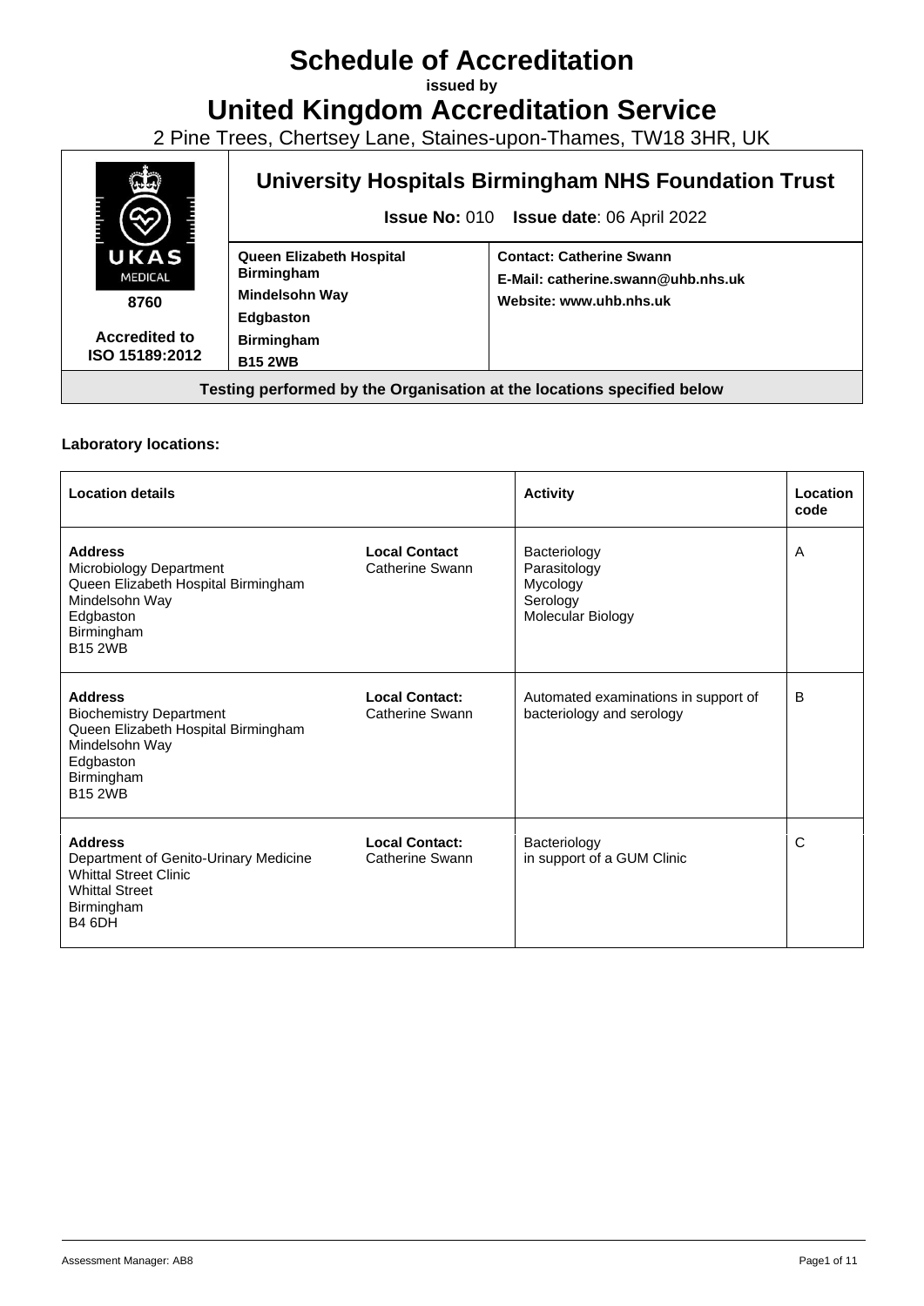# Schedule of Accreditation

**issued by**

# United Kingdom Accreditation Service

2 Pine Trees, Chertsey Lane, Staines-upon-Thames, TW18 3HR, UK

| UKAS MEDICAL 8760 Accredited to ISO 15189:2012 | **University Hospitals Birmingham NHS Foundation Trust** **Issue No:** 010 **Issue date**: 06 April 2022 | |
|---|---|---|
| | **Queen Elizabeth Hospital Birmingham** **Mindelsohn Way** **Edgbaston** **Birmingham** **B15 2WB** | **Contact: Catherine Swann** **E-Mail: catherine.swann@uhb.nhs.uk** **Website: www.uhb.nhs.uk** |

**Testing performed by the Organisation at the locations specified below**

### Laboratory locations:

| Location details | | Activity | Location code |
|---|---|---|---|
| **Address** Microbiology Department Queen Elizabeth Hospital Birmingham Mindelsohn Way Edgbaston Birmingham B15 2WB | **Local Contact** Catherine Swann | Bacteriology Parasitology Mycology Serology Molecular Biology | A |
| **Address** Biochemistry Department Queen Elizabeth Hospital Birmingham Mindelsohn Way Edgbaston Birmingham B15 2WB | **Local Contact:** Catherine Swann | Automated examinations in support of bacteriology and serology | B |
| **Address** Department of Genito-Urinary Medicine Whittal Street Clinic Whittal Street Birmingham B4 6DH | **Local Contact:** Catherine Swann | Bacteriology in support of a GUM Clinic | C |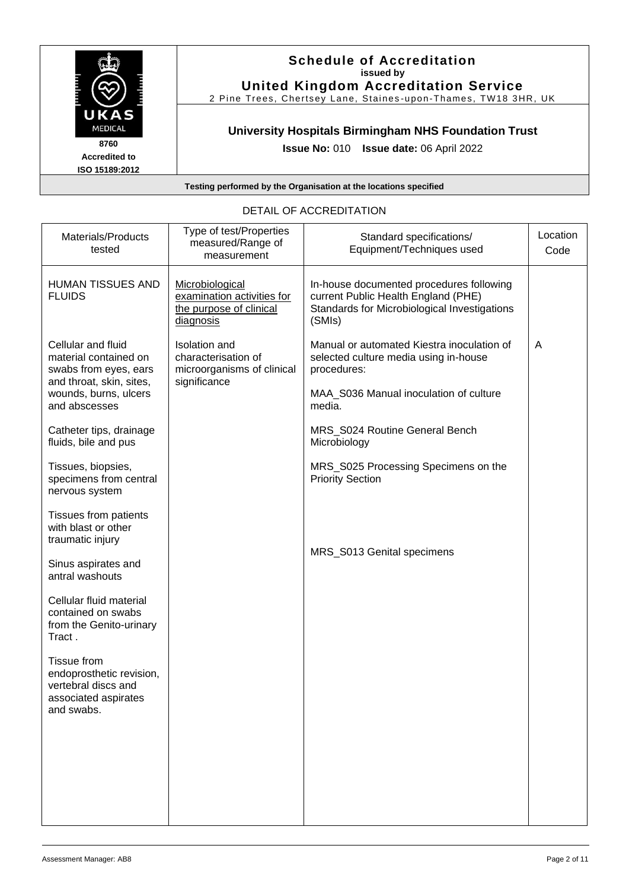**Schedule of Accreditation**
**issued by**
**United Kingdom Accreditation Service**
2 Pine Trees, Chertsey Lane, Staines-upon-Thames, TW18 3HR, UK

UKAS MEDICAL
**8760**
**Accredited to ISO 15189:2012**

**University Hospitals Birmingham NHS Foundation Trust**

**Issue No:** 010 **Issue date:** 06 April 2022

**Testing performed by the Organisation at the locations specified**

DETAIL OF ACCREDITATION

| Materials/Products tested | Type of test/Properties measured/Range of measurement | Standard specifications/ Equipment/Techniques used | Location Code |
|---|---|---|---|
| HUMAN TISSUES AND FLUIDS | Microbiological examination activities for the purpose of clinical diagnosis | In-house documented procedures following current Public Health England (PHE) Standards for Microbiological Investigations (SMIs) | |
| Cellular and fluid material contained on swabs from eyes, ears and throat, skin, sites, wounds, burns, ulcers and abscesses<br><br>Catheter tips, drainage fluids, bile and pus<br><br>Tissues, biopsies, specimens from central nervous system<br><br>Tissues from patients with blast or other traumatic injury<br><br>Sinus aspirates and antral washouts<br><br>Cellular fluid material contained on swabs from the Genito-urinary Tract .<br><br>Tissue from endoprosthetic revision, vertebral discs and associated aspirates and swabs. | Isolation and characterisation of microorganisms of clinical significance | Manual or automated Kiestra inoculation of selected culture media using in-house procedures:<br><br>MAA_S036 Manual inoculation of culture media.<br><br>MRS_S024 Routine General Bench Microbiology<br><br>MRS_S025 Processing Specimens on the Priority Section<br><br>MRS_S013 Genital specimens | A |

Assessment Manager: AB8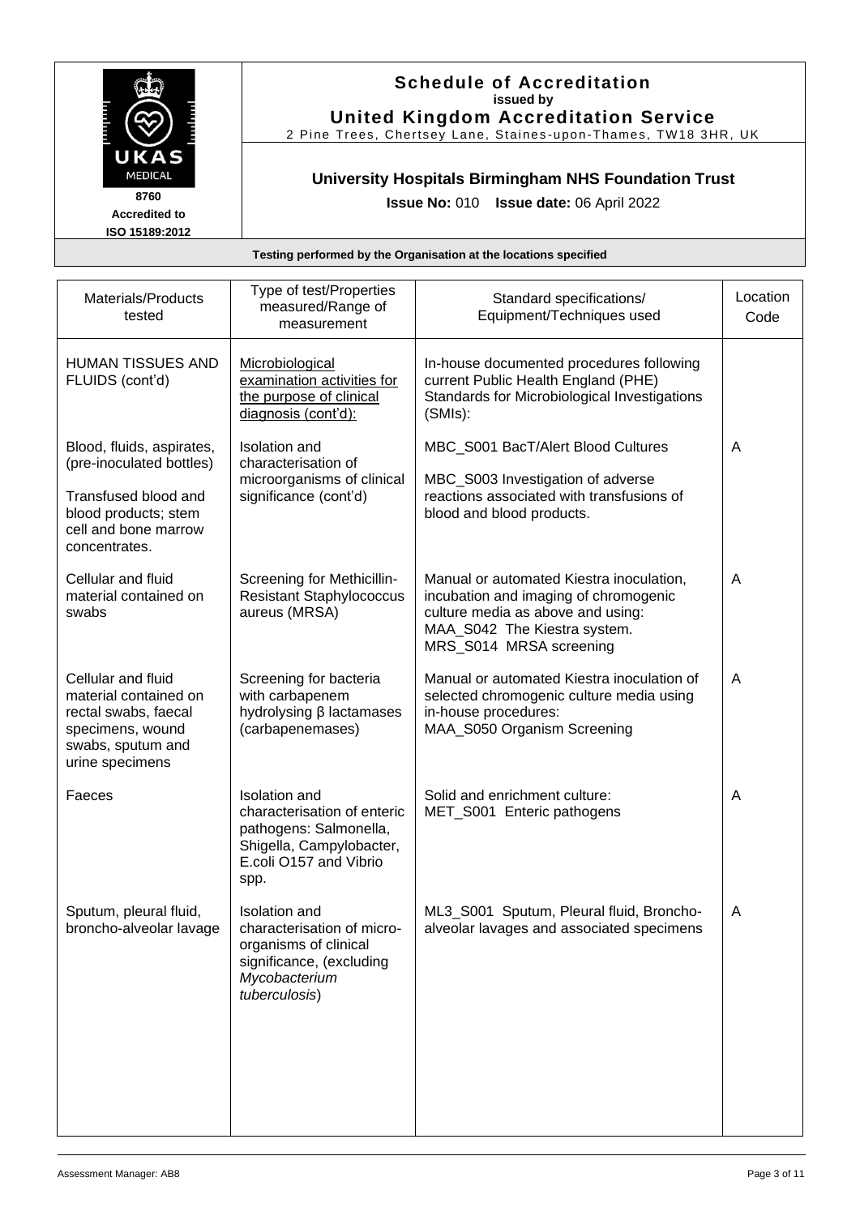**Schedule of Accreditation**
**issued by**
**United Kingdom Accreditation Service**
2 Pine Trees, Chertsey Lane, Staines-upon-Thames, TW18 3HR, UK

UKAS MEDICAL
**8760**
**Accredited to ISO 15189:2012**

## University Hospitals Birmingham NHS Foundation Trust

**Issue No:** 010 **Issue date:** 06 April 2022

**Testing performed by the Organisation at the locations specified**

| Materials/Products tested | Type of test/Properties measured/Range of measurement | Standard specifications/ Equipment/Techniques used | Location Code |
|---|---|---|---|
| HUMAN TISSUES AND FLUIDS (cont'd) | Microbiological examination activities for the purpose of clinical diagnosis (cont'd): | In-house documented procedures following current Public Health England (PHE) Standards for Microbiological Investigations (SMIs): | |
| Blood, fluids, aspirates, (pre-inoculated bottles)<br><br>Transfused blood and blood products; stem cell and bone marrow concentrates. | Isolation and characterisation of microorganisms of clinical significance (cont'd) | MBC_S001 BacT/Alert Blood Cultures<br><br>MBC_S003 Investigation of adverse reactions associated with transfusions of blood and blood products. | A |
| Cellular and fluid material contained on swabs | Screening for Methicillin-Resistant Staphylococcus aureus (MRSA) | Manual or automated Kiestra inoculation, incubation and imaging of chromogenic culture media as above and using:<br>MAA_S042 The Kiestra system.<br>MRS_S014 MRSA screening | A |
| Cellular and fluid material contained on rectal swabs, faecal specimens, wound swabs, sputum and urine specimens | Screening for bacteria with carbapenem hydrolysing β lactamases (carbapenemases) | Manual or automated Kiestra inoculation of selected chromogenic culture media using in-house procedures:<br>MAA_S050 Organism Screening | A |
| Faeces | Isolation and characterisation of enteric pathogens: Salmonella, Shigella, Campylobacter, E.coli O157 and Vibrio spp. | Solid and enrichment culture:<br>MET_S001 Enteric pathogens | A |
| Sputum, pleural fluid, broncho-alveolar lavage | Isolation and characterisation of micro-organisms of clinical significance, (excluding *Mycobacterium tuberculosis*) | ML3_S001 Sputum, Pleural fluid, Broncho-alveolar lavages and associated specimens | A |

Assessment Manager: AB8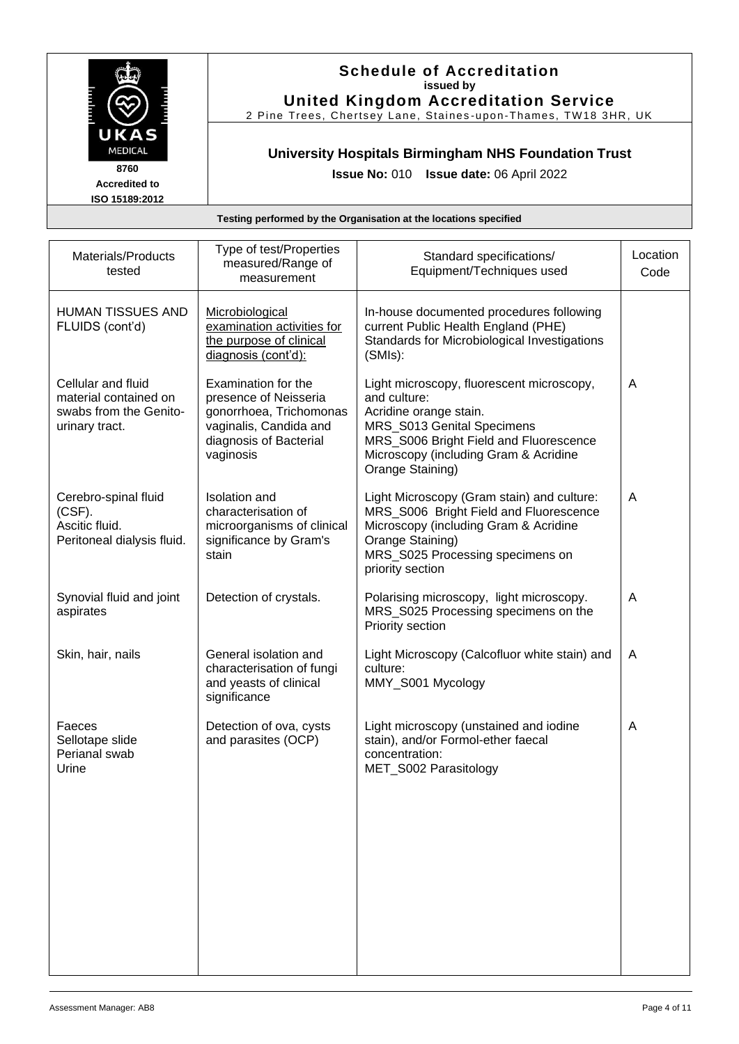# Schedule of Accreditation
**issued by**
**United Kingdom Accreditation Service**
2 Pine Trees, Chertsey Lane, Staines-upon-Thames, TW18 3HR, UK

8760
**Accredited to ISO 15189:2012**

## University Hospitals Birmingham NHS Foundation Trust

**Issue No:** 010 **Issue date:** 06 April 2022

**Testing performed by the Organisation at the locations specified**

| Materials/Products tested | Type of test/Properties measured/Range of measurement | Standard specifications/ Equipment/Techniques used | Location Code |
|---|---|---|---|
| HUMAN TISSUES AND FLUIDS (cont'd) | Microbiological examination activities for the purpose of clinical diagnosis (cont'd): | In-house documented procedures following current Public Health England (PHE) Standards for Microbiological Investigations (SMIs): | |
| Cellular and fluid material contained on swabs from the Genito-urinary tract. | Examination for the presence of Neisseria gonorrhoea, Trichomonas vaginalis, Candida and diagnosis of Bacterial vaginosis | Light microscopy, fluorescent microscopy, and culture:<br>Acridine orange stain.<br>MRS_S013 Genital Specimens<br>MRS_S006 Bright Field and Fluorescence Microscopy (including Gram & Acridine Orange Staining) | A |
| Cerebro-spinal fluid (CSF).<br>Ascitic fluid.<br>Peritoneal dialysis fluid. | Isolation and characterisation of microorganisms of clinical significance by Gram's stain | Light Microscopy (Gram stain) and culture:<br>MRS_S006 Bright Field and Fluorescence Microscopy (including Gram & Acridine Orange Staining)<br>MRS_S025 Processing specimens on priority section | A |
| Synovial fluid and joint aspirates | Detection of crystals. | Polarising microscopy, light microscopy.<br>MRS_S025 Processing specimens on the Priority section | A |
| Skin, hair, nails | General isolation and characterisation of fungi and yeasts of clinical significance | Light Microscopy (Calcofluor white stain) and culture:<br>MMY_S001 Mycology | A |
| Faeces<br>Sellotape slide<br>Perianal swab<br>Urine | Detection of ova, cysts and parasites (OCP) | Light microscopy (unstained and iodine stain), and/or Formol-ether faecal concentration:<br>MET_S002 Parasitology | A |

Assessment Manager: AB8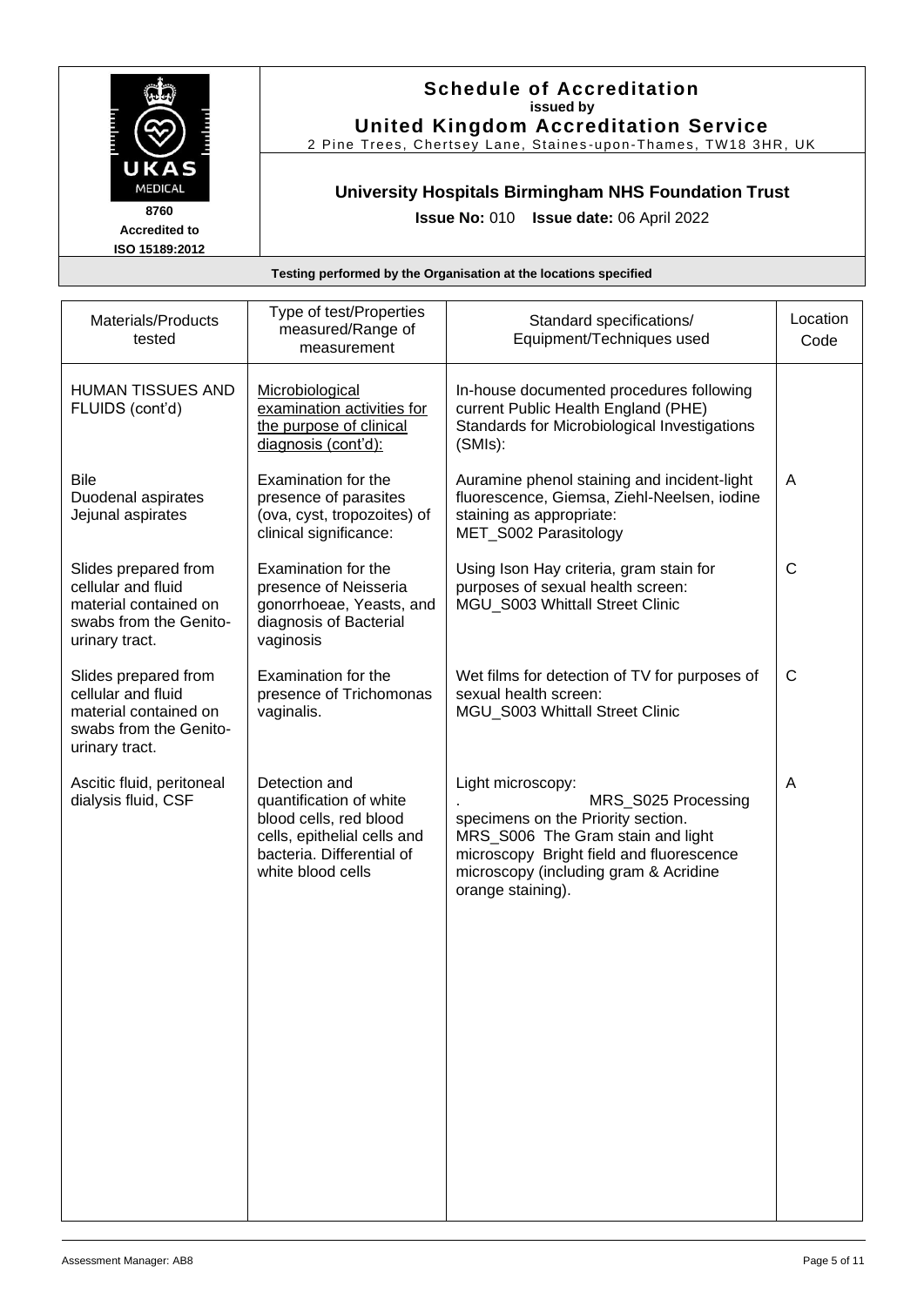# Schedule of Accreditation

**issued by**

**United Kingdom Accreditation Service**

2 Pine Trees, Chertsey Lane, Staines-upon-Thames, TW18 3HR, UK

**8760**
**Accredited to ISO 15189:2012**

## University Hospitals Birmingham NHS Foundation Trust

**Issue No:** 010 **Issue date:** 06 April 2022

**Testing performed by the Organisation at the locations specified**

| Materials/Products tested | Type of test/Properties measured/Range of measurement | Standard specifications/ Equipment/Techniques used | Location Code |
|---|---|---|---|
| HUMAN TISSUES AND FLUIDS (cont'd) | Microbiological examination activities for the purpose of clinical diagnosis (cont'd): | In-house documented procedures following current Public Health England (PHE) Standards for Microbiological Investigations (SMIs): | |
| Bile<br>Duodenal aspirates<br>Jejunal aspirates | Examination for the presence of parasites (ova, cyst, tropozoites) of clinical significance: | Auramine phenol staining and incident-light fluorescence, Giemsa, Ziehl-Neelsen, iodine staining as appropriate:<br>MET_S002 Parasitology | A |
| Slides prepared from cellular and fluid material contained on swabs from the Genito-urinary tract. | Examination for the presence of Neisseria gonorrhoeae, Yeasts, and diagnosis of Bacterial vaginosis | Using Ison Hay criteria, gram stain for purposes of sexual health screen:<br>MGU_S003 Whittall Street Clinic | C |
| Slides prepared from cellular and fluid material contained on swabs from the Genito-urinary tract. | Examination for the presence of Trichomonas vaginalis. | Wet films for detection of TV for purposes of sexual health screen:<br>MGU_S003 Whittall Street Clinic | C |
| Ascitic fluid, peritoneal dialysis fluid, CSF | Detection and quantification of white blood cells, red blood cells, epithelial cells and bacteria. Differential of white blood cells | Light microscopy:<br>. MRS_S025 Processing specimens on the Priority section.<br>MRS_S006 The Gram stain and light microscopy Bright field and fluorescence microscopy (including gram & Acridine orange staining). | A |

Assessment Manager: AB8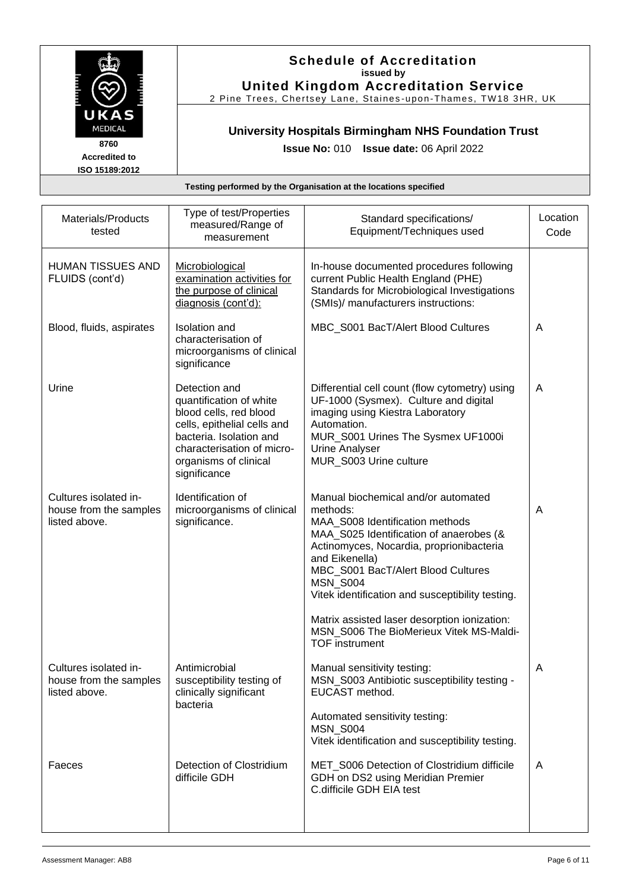# Schedule of Accreditation

**issued by**

**United Kingdom Accreditation Service**

2 Pine Trees, Chertsey Lane, Staines-upon-Thames, TW18 3HR, UK

8760
Accredited to
ISO 15189:2012

## University Hospitals Birmingham NHS Foundation Trust

**Issue No:** 010 **Issue date:** 06 April 2022

**Testing performed by the Organisation at the locations specified**

| Materials/Products tested | Type of test/Properties measured/Range of measurement | Standard specifications/ Equipment/Techniques used | Location Code |
|---|---|---|---|
| HUMAN TISSUES AND FLUIDS (cont'd) | Microbiological examination activities for the purpose of clinical diagnosis (cont'd): | In-house documented procedures following current Public Health England (PHE) Standards for Microbiological Investigations (SMIs)/ manufacturers instructions: | |
| Blood, fluids, aspirates | Isolation and characterisation of microorganisms of clinical significance | MBC_S001 BacT/Alert Blood Cultures | A |
| Urine | Detection and quantification of white blood cells, red blood cells, epithelial cells and bacteria. Isolation and characterisation of micro-organisms of clinical significance | Differential cell count (flow cytometry) using UF-1000 (Sysmex). Culture and digital imaging using Kiestra Laboratory Automation.<br>MUR_S001 Urines The Sysmex UF1000i Urine Analyser<br>MUR_S003 Urine culture | A |
| Cultures isolated in-house from the samples listed above. | Identification of microorganisms of clinical significance. | Manual biochemical and/or automated methods:<br>MAA_S008 Identification methods<br>MAA_S025 Identification of anaerobes (& Actinomyces, Nocardia, proprionibacteria and Eikenella)<br>MBC_S001 BacT/Alert Blood Cultures<br>MSN_S004<br>Vitek identification and susceptibility testing.<br><br>Matrix assisted laser desorption ionization:<br>MSN_S006 The BioMerieux Vitek MS-Maldi-TOF instrument | A |
| Cultures isolated in-house from the samples listed above. | Antimicrobial susceptibility testing of clinically significant bacteria | Manual sensitivity testing:<br>MSN_S003 Antibiotic susceptibility testing - EUCAST method.<br><br>Automated sensitivity testing:<br>MSN_S004<br>Vitek identification and susceptibility testing. | A |
| Faeces | Detection of Clostridium difficile GDH | MET_S006 Detection of Clostridium difficile GDH on DS2 using Meridian Premier C.difficile GDH EIA test | A |

Assessment Manager: AB8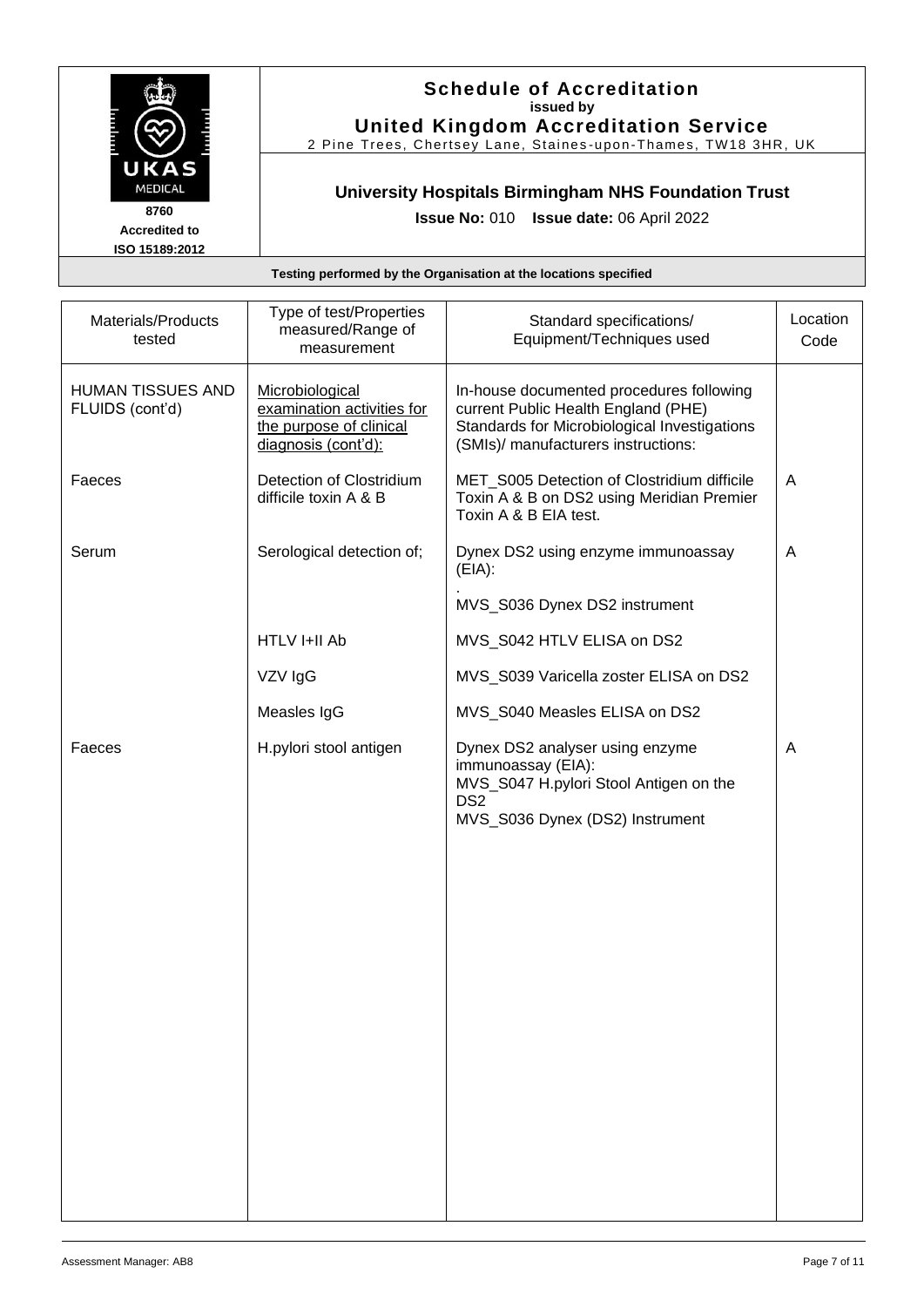**Schedule of Accreditation**
**issued by**
**United Kingdom Accreditation Service**
2 Pine Trees, Chertsey Lane, Staines-upon-Thames, TW18 3HR, UK

UKAS MEDICAL
**8760**
**Accredited to**
**ISO 15189:2012**

**University Hospitals Birmingham NHS Foundation Trust**

**Issue No:** 010 **Issue date:** 06 April 2022

**Testing performed by the Organisation at the locations specified**

| Materials/Products tested | Type of test/Properties measured/Range of measurement | Standard specifications/ Equipment/Techniques used | Location Code |
|---|---|---|---|
| HUMAN TISSUES AND FLUIDS (cont'd) | Microbiological examination activities for the purpose of clinical diagnosis (cont'd): | In-house documented procedures following current Public Health England (PHE) Standards for Microbiological Investigations (SMIs)/ manufacturers instructions: | |
| Faeces | Detection of Clostridium difficile toxin A & B | MET_S005 Detection of Clostridium difficile Toxin A & B on DS2 using Meridian Premier Toxin A & B EIA test. | A |
| Serum | Serological detection of; | Dynex DS2 using enzyme immunoassay (EIA):<br>.<br>MVS_S036 Dynex DS2 instrument | A |
| | HTLV I+II Ab | MVS_S042 HTLV ELISA on DS2 | |
| | VZV IgG | MVS_S039 Varicella zoster ELISA on DS2 | |
| | Measles IgG | MVS_S040 Measles ELISA on DS2 | |
| Faeces | H.pylori stool antigen | Dynex DS2 analyser using enzyme immunoassay (EIA):<br>MVS_S047 H.pylori Stool Antigen on the DS2<br>MVS_S036 Dynex (DS2) Instrument | A |

Assessment Manager: AB8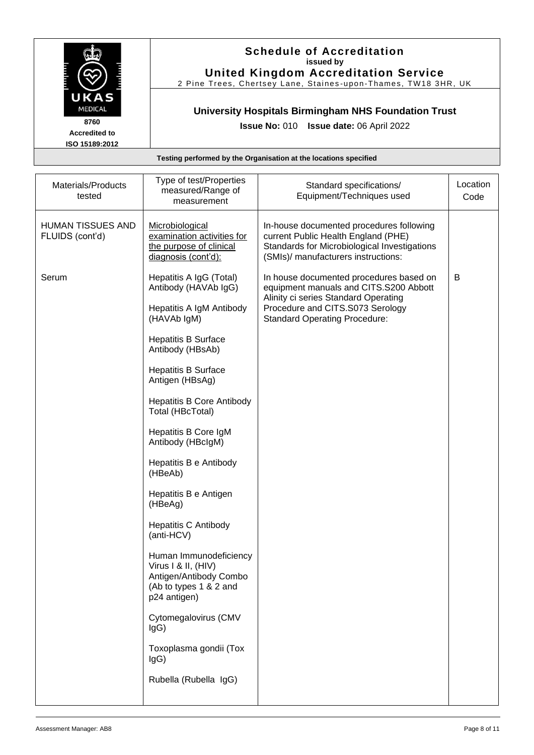# Schedule of Accreditation

**issued by**

**United Kingdom Accreditation Service**

2 Pine Trees, Chertsey Lane, Staines-upon-Thames, TW18 3HR, UK

**8760**
**Accredited to**
**ISO 15189:2012**

## University Hospitals Birmingham NHS Foundation Trust

**Issue No:** 010 **Issue date:** 06 April 2022

**Testing performed by the Organisation at the locations specified**

| Materials/Products tested | Type of test/Properties measured/Range of measurement | Standard specifications/ Equipment/Techniques used | Location Code |
|---|---|---|---|
| HUMAN TISSUES AND FLUIDS (cont'd) | Microbiological examination activities for the purpose of clinical diagnosis (cont'd): | In-house documented procedures following current Public Health England (PHE) Standards for Microbiological Investigations (SMIs)/ manufacturers instructions: | |
| Serum | Hepatitis A IgG (Total) Antibody (HAVAb IgG)<br><br>Hepatitis A IgM Antibody (HAVAb IgM)<br><br>Hepatitis B Surface Antibody (HBsAb)<br><br>Hepatitis B Surface Antigen (HBsAg)<br><br>Hepatitis B Core Antibody Total (HBcTotal)<br><br>Hepatitis B Core IgM Antibody (HBcIgM)<br><br>Hepatitis B e Antibody (HBeAb)<br><br>Hepatitis B e Antigen (HBeAg)<br><br>Hepatitis C Antibody (anti-HCV)<br><br>Human Immunodeficiency Virus I & II, (HIV) Antigen/Antibody Combo (Ab to types 1 & 2 and p24 antigen)<br><br>Cytomegalovirus (CMV IgG)<br><br>Toxoplasma gondii (Tox IgG)<br><br>Rubella (Rubella IgG) | In house documented procedures based on equipment manuals and CITS.S200 Abbott Alinity ci series Standard Operating Procedure and CITS.S073 Serology Standard Operating Procedure: | B |

Assessment Manager: AB8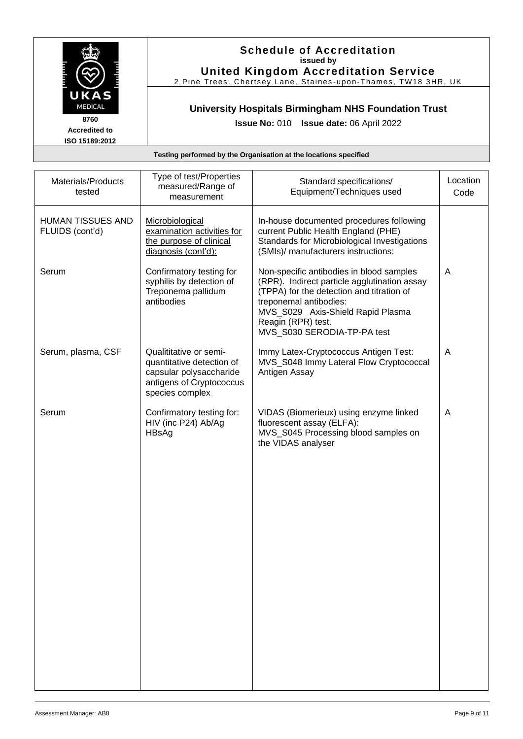# Schedule of Accreditation
**issued by**
**United Kingdom Accreditation Service**
2 Pine Trees, Chertsey Lane, Staines-upon-Thames, TW18 3HR, UK

8760
**Accredited to ISO 15189:2012**

## University Hospitals Birmingham NHS Foundation Trust

**Issue No:** 010 **Issue date:** 06 April 2022

**Testing performed by the Organisation at the locations specified**

| Materials/Products tested | Type of test/Properties measured/Range of measurement | Standard specifications/ Equipment/Techniques used | Location Code |
|---|---|---|---|
| HUMAN TISSUES AND FLUIDS (cont'd) | Microbiological examination activities for the purpose of clinical diagnosis (cont'd): | In-house documented procedures following current Public Health England (PHE) Standards for Microbiological Investigations (SMIs)/ manufacturers instructions: | |
| Serum | Confirmatory testing for syphilis by detection of Treponema pallidum antibodies | Non-specific antibodies in blood samples (RPR). Indirect particle agglutination assay (TPPA) for the detection and titration of treponemal antibodies:<br>MVS_S029 Axis-Shield Rapid Plasma Reagin (RPR) test.<br>MVS_S030 SERODIA-TP-PA test | A |
| Serum, plasma, CSF | Qualititative or semi-quantitative detection of capsular polysaccharide antigens of Cryptococcus species complex | Immy Latex-Cryptococcus Antigen Test:<br>MVS_S048 Immy Lateral Flow Cryptococcal Antigen Assay | A |
| Serum | Confirmatory testing for:<br>HIV (inc P24) Ab/Ag<br>HBsAg | VIDAS (Biomerieux) using enzyme linked fluorescent assay (ELFA):<br>MVS_S045 Processing blood samples on the VIDAS analyser | A |

Assessment Manager: AB8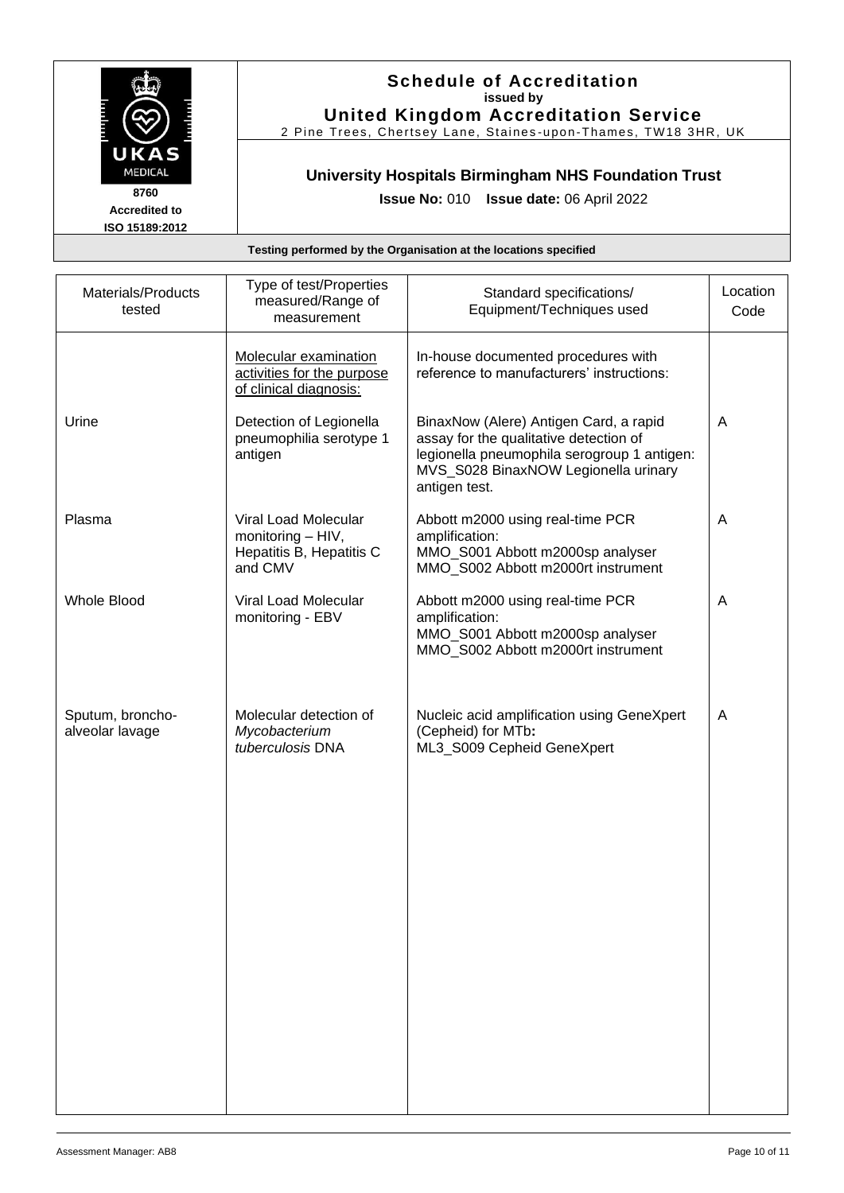# Schedule of Accreditation

**issued by**

**United Kingdom Accreditation Service**

2 Pine Trees, Chertsey Lane, Staines-upon-Thames, TW18 3HR, UK

**8760**
**Accredited to**
**ISO 15189:2012**

## University Hospitals Birmingham NHS Foundation Trust

**Issue No:** 010 **Issue date:** 06 April 2022

**Testing performed by the Organisation at the locations specified**

| Materials/Products tested | Type of test/Properties measured/Range of measurement | Standard specifications/ Equipment/Techniques used | Location Code |
|---|---|---|---|
| | Molecular examination activities for the purpose of clinical diagnosis: | In-house documented procedures with reference to manufacturers' instructions: | |
| Urine | Detection of Legionella pneumophilia serotype 1 antigen | BinaxNow (Alere) Antigen Card, a rapid assay for the qualitative detection of legionella pneumophila serogroup 1 antigen: MVS_S028 BinaxNOW Legionella urinary antigen test. | A |
| Plasma | Viral Load Molecular monitoring – HIV, Hepatitis B, Hepatitis C and CMV | Abbott m2000 using real-time PCR amplification: MMO_S001 Abbott m2000sp analyser MMO_S002 Abbott m2000rt instrument | A |
| Whole Blood | Viral Load Molecular monitoring - EBV | Abbott m2000 using real-time PCR amplification: MMO_S001 Abbott m2000sp analyser MMO_S002 Abbott m2000rt instrument | A |
| Sputum, broncho-alveolar lavage | Molecular detection of *Mycobacterium tuberculosis* DNA | Nucleic acid amplification using GeneXpert (Cepheid) for MTb**:** ML3_S009 Cepheid GeneXpert | A |

Assessment Manager: AB8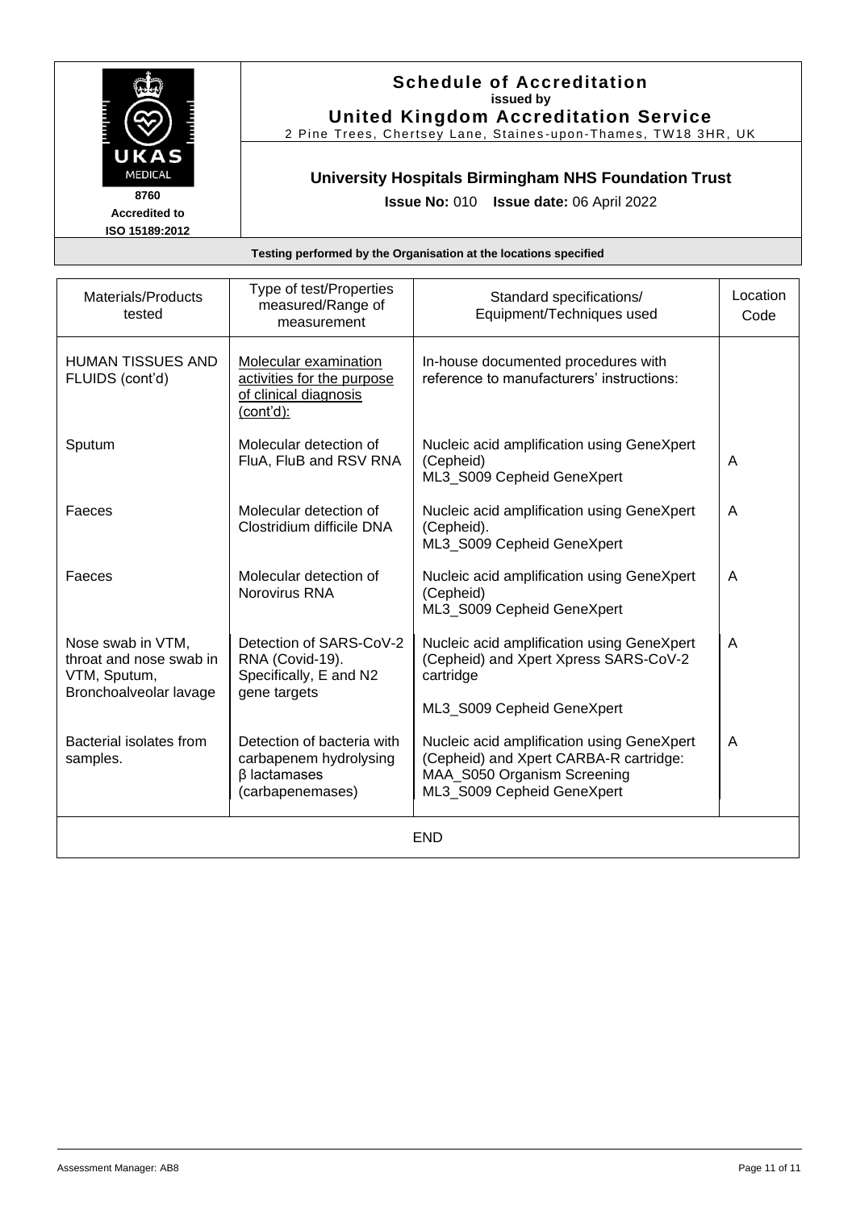**Schedule of Accreditation**
**issued by**
**United Kingdom Accreditation Service**
2 Pine Trees, Chertsey Lane, Staines-upon-Thames, TW18 3HR, UK

UKAS MEDICAL
**8760**
**Accredited to**
**ISO 15189:2012**

**University Hospitals Birmingham NHS Foundation Trust**

**Issue No:** 010 **Issue date:** 06 April 2022

**Testing performed by the Organisation at the locations specified**

| Materials/Products tested | Type of test/Properties measured/Range of measurement | Standard specifications/ Equipment/Techniques used | Location Code |
|---|---|---|---|
| HUMAN TISSUES AND FLUIDS (cont'd) | Molecular examination activities for the purpose of clinical diagnosis (cont'd): | In-house documented procedures with reference to manufacturers' instructions: | |
| Sputum | Molecular detection of FluA, FluB and RSV RNA | Nucleic acid amplification using GeneXpert (Cepheid)<br>ML3_S009 Cepheid GeneXpert | A |
| Faeces | Molecular detection of Clostridium difficile DNA | Nucleic acid amplification using GeneXpert (Cepheid).<br>ML3_S009 Cepheid GeneXpert | A |
| Faeces | Molecular detection of Norovirus RNA | Nucleic acid amplification using GeneXpert (Cepheid)<br>ML3_S009 Cepheid GeneXpert | A |
| Nose swab in VTM, throat and nose swab in VTM, Sputum, Bronchoalveolar lavage | Detection of SARS-CoV-2 RNA (Covid-19). Specifically, E and N2 gene targets | Nucleic acid amplification using GeneXpert (Cepheid) and Xpert Xpress SARS-CoV-2 cartridge<br><br>ML3_S009 Cepheid GeneXpert | A |
| Bacterial isolates from samples. | Detection of bacteria with carbapenem hydrolysing β lactamases (carbapenemases) | Nucleic acid amplification using GeneXpert (Cepheid) and Xpert CARBA-R cartridge:<br>MAA_S050 Organism Screening<br>ML3_S009 Cepheid GeneXpert | A |

END

Assessment Manager: AB8